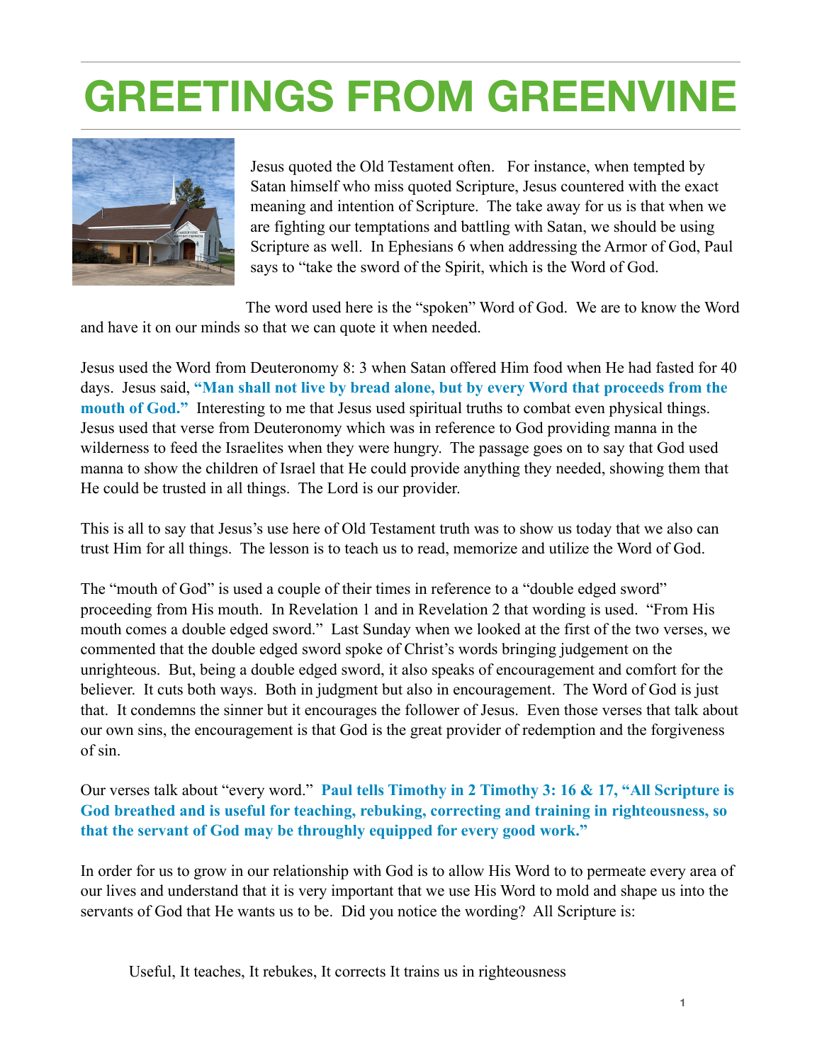# GREETINGS FROM GREENVINE

Jesus quoted the Old Testament often. For instance, when tempted by Satan himself who miss quoted Scripture, Jesus countered with the exact meaning and intention of Scripture. The take away for us is that when we are fighting our temptations and battling with Satan, we should be using Scripture as well. In Ephesians 6 when addressing the Armor of God, Paul says to "take the sword of the Spirit, which is the Word of God.

The word used here is the "spoken" Word of God. We are to know the Word and have it on our minds so that we can quote it when needed.

Jesus used the Word from Deuteronomy 8: 3 when Satan offered Him food when He had fasted for 40 days. Jesus said, **"Man shall not live by bread alone, but by every Word that proceeds from the mouth of God."** Interesting to me that Jesus used spiritual truths to combat even physical things. Jesus used that verse from Deuteronomy which was in reference to God providing manna in the wilderness to feed the Israelites when they were hungry. The passage goes on to say that God used manna to show the children of Israel that He could provide anything they needed, showing them that He could be trusted in all things. The Lord is our provider.

This is all to say that Jesus's use here of Old Testament truth was to show us today that we also can trust Him for all things. The lesson is to teach us to read, memorize and utilize the Word of God.

The "mouth of God" is used a couple of their times in reference to a "double edged sword" proceeding from His mouth. In Revelation 1 and in Revelation 2 that wording is used. "From His mouth comes a double edged sword." Last Sunday when we looked at the first of the two verses, we commented that the double edged sword spoke of Christ's words bringing judgement on the unrighteous. But, being a double edged sword, it also speaks of encouragement and comfort for the believer. It cuts both ways. Both in judgment but also in encouragement. The Word of God is just that. It condemns the sinner but it encourages the follower of Jesus. Even those verses that talk about our own sins, the encouragement is that God is the great provider of redemption and the forgiveness of sin.

Our verses talk about "every word." **Paul tells Timothy in 2 Timothy 3: 16 & 17, "All Scripture is God breathed and is useful for teaching, rebuking, correcting and training in righteousness, so that the servant of God may be throughly equipped for every good work."**

In order for us to grow in our relationship with God is to allow His Word to to permeate every area of our lives and understand that it is very important that we use His Word to mold and shape us into the servants of God that He wants us to be. Did you notice the wording? All Scripture is:

Useful, It teaches, It rebukes, It corrects It trains us in righteousness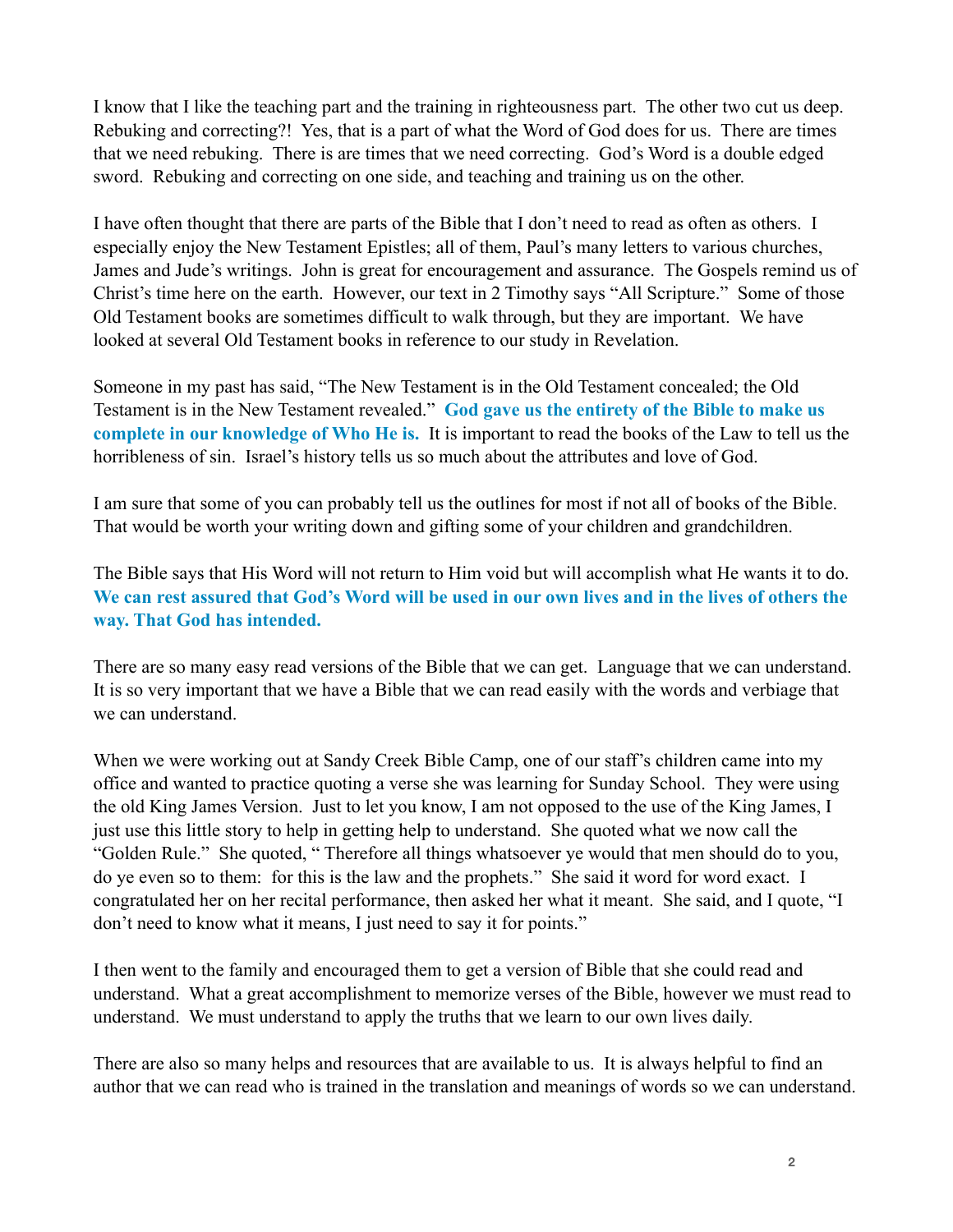I know that I like the teaching part and the training in righteousness part. The other two cut us deep. Rebuking and correcting?! Yes, that is a part of what the Word of God does for us. There are times that we need rebuking. There is are times that we need correcting. God's Word is a double edged sword. Rebuking and correcting on one side, and teaching and training us on the other.

I have often thought that there are parts of the Bible that I don't need to read as often as others. I especially enjoy the New Testament Epistles; all of them, Paul's many letters to various churches, James and Jude's writings. John is great for encouragement and assurance. The Gospels remind us of Christ's time here on the earth. However, our text in 2 Timothy says "All Scripture." Some of those Old Testament books are sometimes difficult to walk through, but they are important. We have looked at several Old Testament books in reference to our study in Revelation.

Someone in my past has said, "The New Testament is in the Old Testament concealed; the Old Testament is in the New Testament revealed." **God gave us the entirety of the Bible to make us complete in our knowledge of Who He is.** It is important to read the books of the Law to tell us the horribleness of sin. Israel's history tells us so much about the attributes and love of God.

I am sure that some of you can probably tell us the outlines for most if not all of books of the Bible. That would be worth your writing down and gifting some of your children and grandchildren.

The Bible says that His Word will not return to Him void but will accomplish what He wants it to do. **We can rest assured that God's Word will be used in our own lives and in the lives of others the way. That God has intended.**

There are so many easy read versions of the Bible that we can get. Language that we can understand. It is so very important that we have a Bible that we can read easily with the words and verbiage that we can understand.

When we were working out at Sandy Creek Bible Camp, one of our staff's children came into my office and wanted to practice quoting a verse she was learning for Sunday School. They were using the old King James Version. Just to let you know, I am not opposed to the use of the King James, I just use this little story to help in getting help to understand. She quoted what we now call the "Golden Rule." She quoted, " Therefore all things whatsoever ye would that men should do to you, do ye even so to them: for this is the law and the prophets." She said it word for word exact. I congratulated her on her recital performance, then asked her what it meant. She said, and I quote, "I don't need to know what it means, I just need to say it for points."

I then went to the family and encouraged them to get a version of Bible that she could read and understand. What a great accomplishment to memorize verses of the Bible, however we must read to understand. We must understand to apply the truths that we learn to our own lives daily.

There are also so many helps and resources that are available to us. It is always helpful to find an author that we can read who is trained in the translation and meanings of words so we can understand.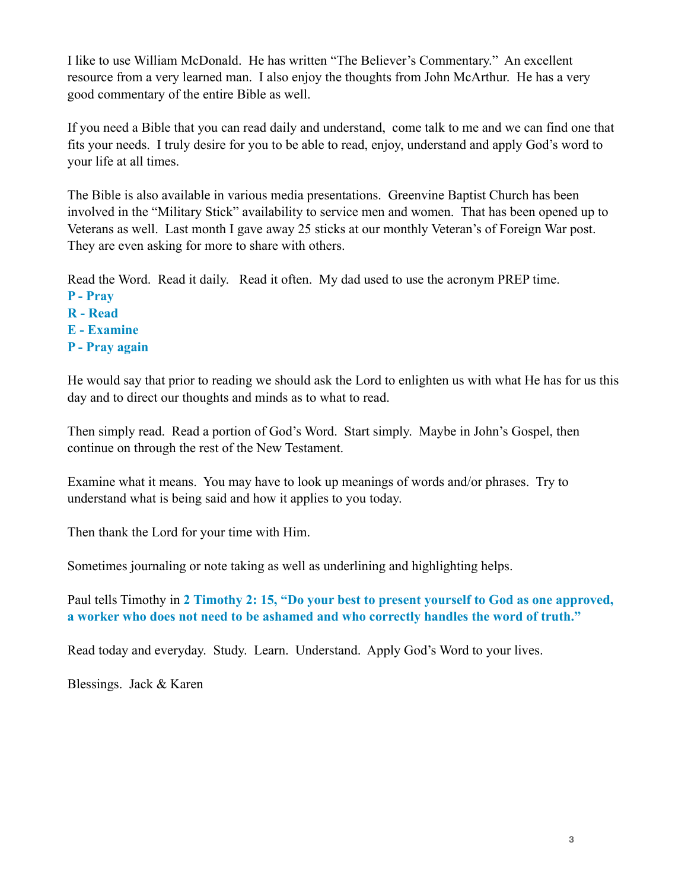I like to use William McDonald. He has written "The Believer's Commentary." An excellent resource from a very learned man. I also enjoy the thoughts from John McArthur. He has a very good commentary of the entire Bible as well.

If you need a Bible that you can read daily and understand, come talk to me and we can find one that fits your needs. I truly desire for you to be able to read, enjoy, understand and apply God's word to your life at all times.

The Bible is also available in various media presentations. Greenvine Baptist Church has been involved in the "Military Stick" availability to service men and women. That has been opened up to Veterans as well. Last month I gave away 25 sticks at our monthly Veteran's of Foreign War post. They are even asking for more to share with others.

Read the Word. Read it daily. Read it often. My dad used to use the acronym PREP time.

**P - Pray**  
**R - Read**  
**E - Examine**  
**P - Pray again**

He would say that prior to reading we should ask the Lord to enlighten us with what He has for us this day and to direct our thoughts and minds as to what to read.

Then simply read. Read a portion of God's Word. Start simply. Maybe in John's Gospel, then continue on through the rest of the New Testament.

Examine what it means. You may have to look up meanings of words and/or phrases. Try to understand what is being said and how it applies to you today.

Then thank the Lord for your time with Him.

Sometimes journaling or note taking as well as underlining and highlighting helps.

Paul tells Timothy in **2 Timothy 2: 15, "Do your best to present yourself to God as one approved, a worker who does not need to be ashamed and who correctly handles the word of truth."**

Read today and everyday. Study. Learn. Understand. Apply God's Word to your lives.

Blessings. Jack & Karen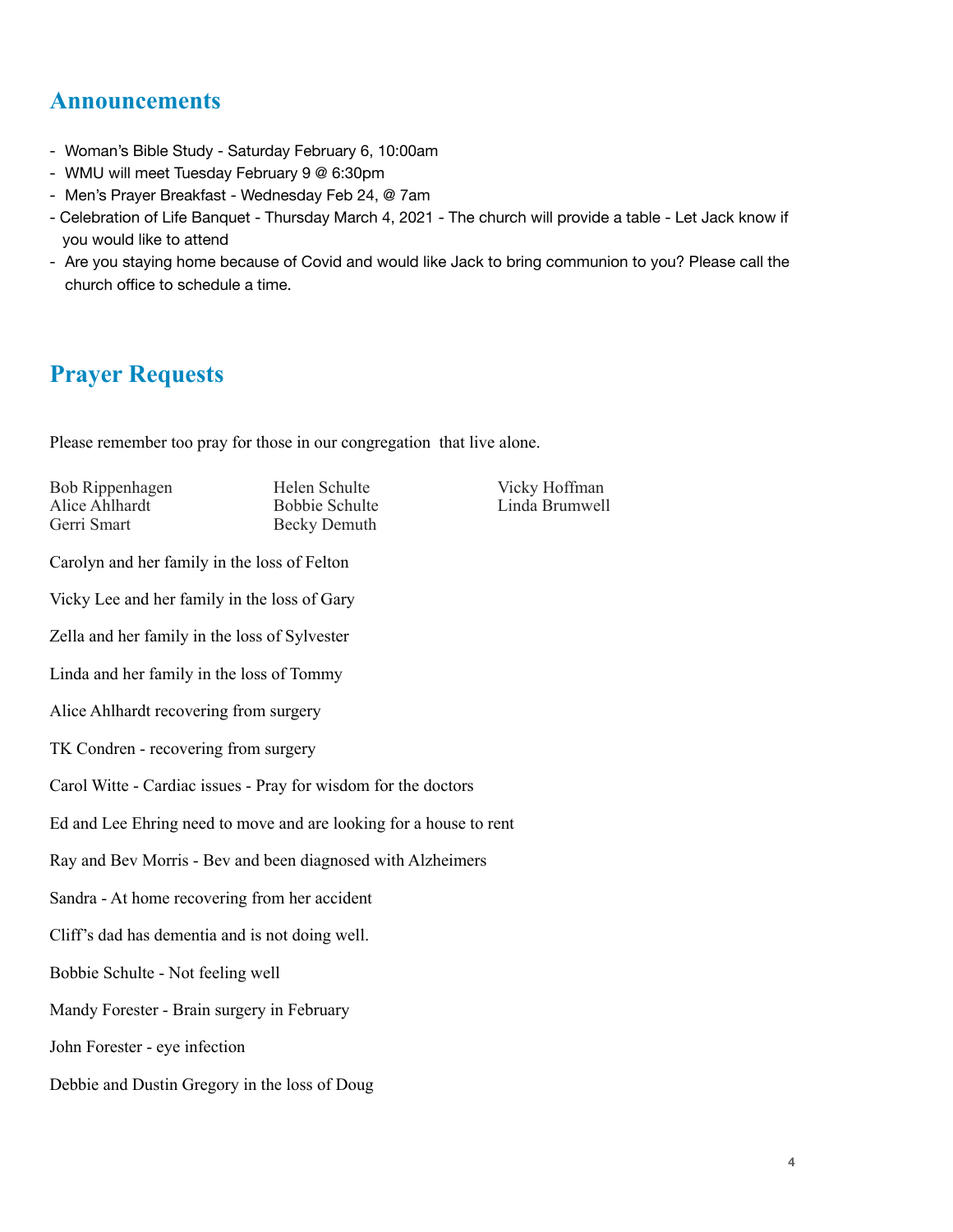## Announcements

- Woman's Bible Study - Saturday February 6, 10:00am
- WMU will meet Tuesday February 9 @ 6:30pm
- Men's Prayer Breakfast - Wednesday Feb 24, @ 7am
- Celebration of Life Banquet - Thursday March 4, 2021 - The church will provide a table - Let Jack know if you would like to attend
- Are you staying home because of Covid and would like Jack to bring communion to you? Please call the church office to schedule a time.

## Prayer Requests

Please remember too pray for those in our congregation  that live alone.

Bob Rippenhagen
Alice Ahlhardt
Gerri Smart
Helen Schulte
Bobbie Schulte
Becky Demuth
Vicky Hoffman
Linda Brumwell

Carolyn and her family in the loss of Felton

Vicky Lee and her family in the loss of Gary

Zella and her family in the loss of Sylvester

Linda and her family in the loss of Tommy

Alice Ahlhardt recovering from surgery

TK Condren - recovering from surgery

Carol Witte - Cardiac issues - Pray for wisdom for the doctors

Ed and Lee Ehring need to move and are looking for a house to rent

Ray and Bev Morris - Bev and been diagnosed with Alzheimers

Sandra - At home recovering from her accident

Cliff's dad has dementia and is not doing well.

Bobbie Schulte - Not feeling well

Mandy Forester - Brain surgery in February

John Forester - eye infection

Debbie and Dustin Gregory in the loss of Doug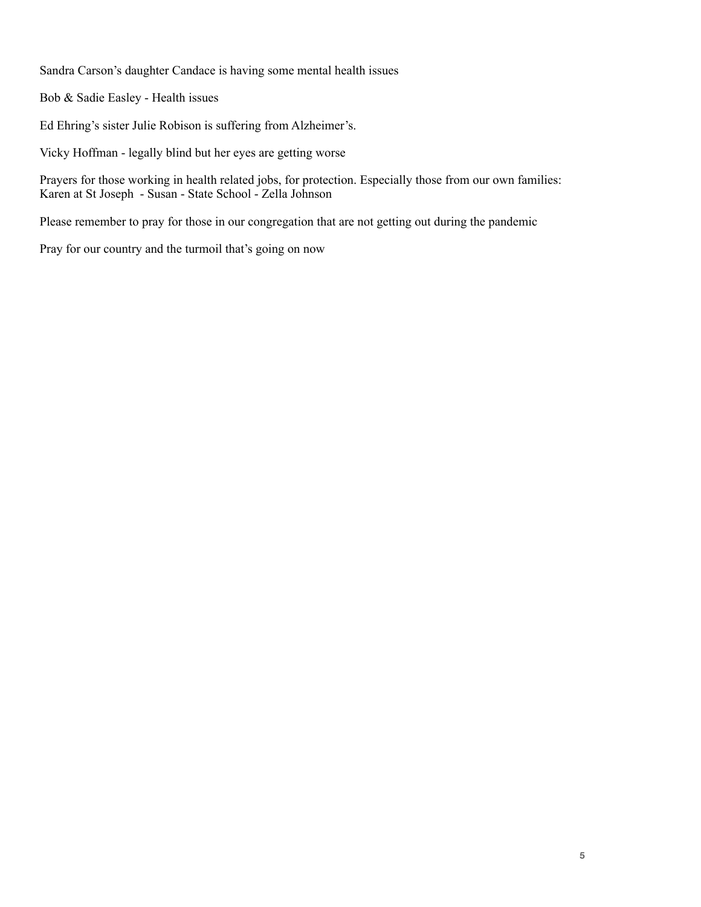Sandra Carson’s daughter Candace is having some mental health issues

Bob & Sadie Easley - Health issues

Ed Ehring’s sister Julie Robison is suffering from Alzheimer’s.

Vicky Hoffman - legally blind but her eyes are getting worse

Prayers for those working in health related jobs, for protection. Especially those from our own families:
Karen at St Joseph - Susan - State School - Zella Johnson

Please remember to pray for those in our congregation that are not getting out during the pandemic

Pray for our country and the turmoil that’s going on now